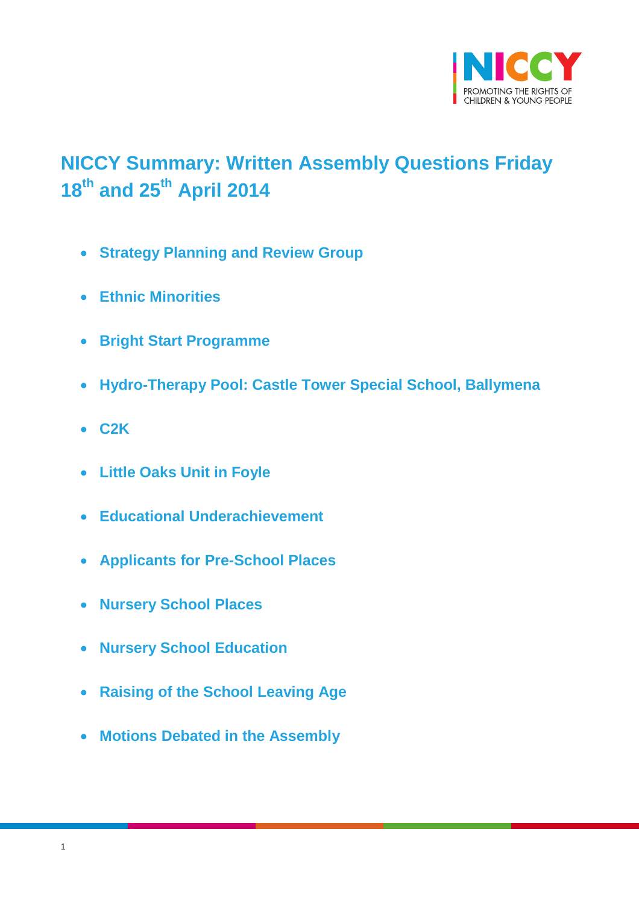# NICCY Summary: Written Assembly Questions Friday 18th and 25th April 2014

- **Strategy Planning and Review Group**
- **Ethnic Minorities**
- **Bright Start Programme**
- **Hydro-Therapy Pool: Castle Tower Special School, Ballymena**
- **C2K**
- **Little Oaks Unit in Foyle**
- **Educational Underachievement**
- **Applicants for Pre-School Places**
- **Nursery School Places**
- **Nursery School Education**
- **Raising of the School Leaving Age**
- **Motions Debated in the Assembly**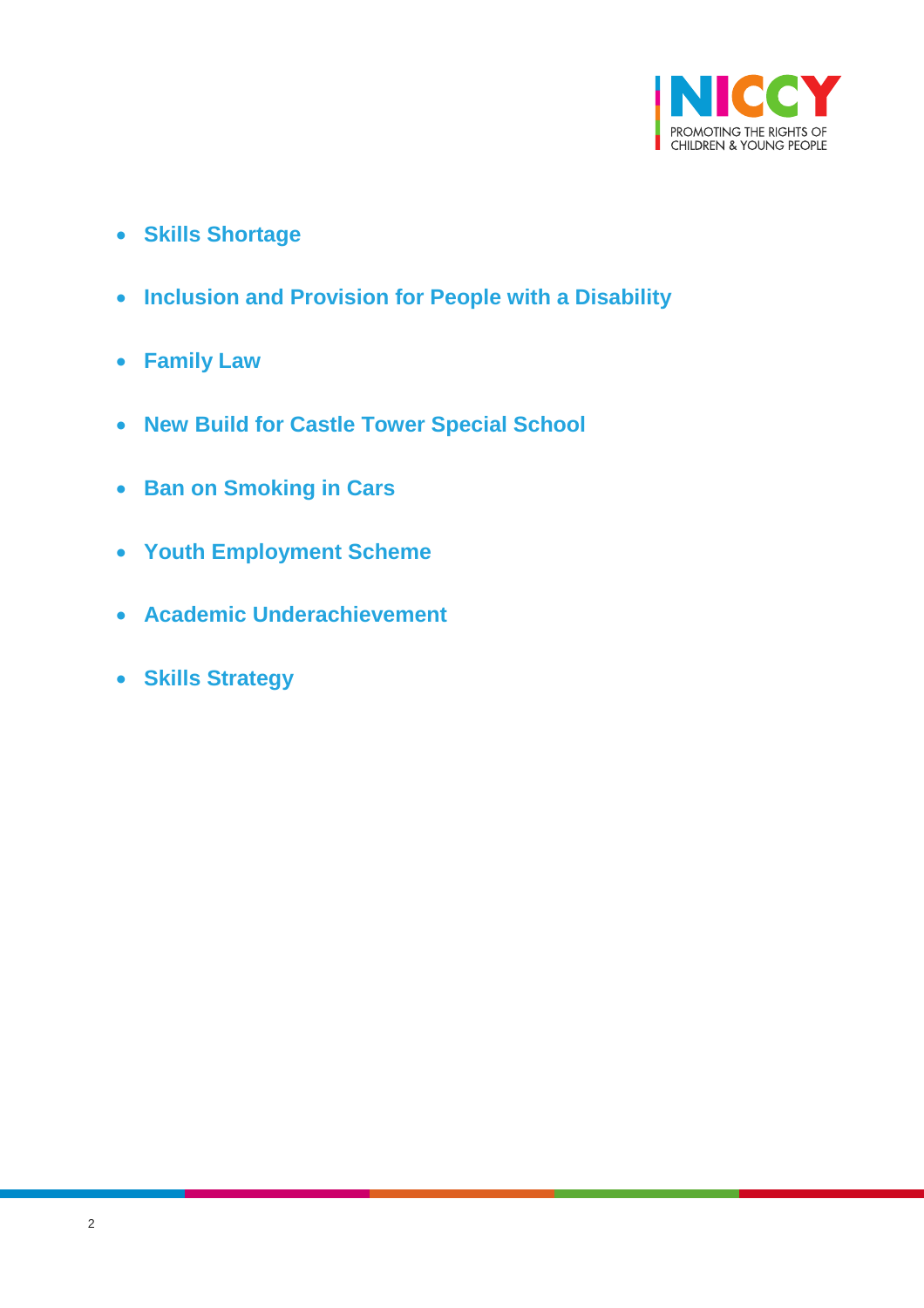- **Skills Shortage**
- **Inclusion and Provision for People with a Disability**
- **Family Law**
- **New Build for Castle Tower Special School**
- **Ban on Smoking in Cars**
- **Youth Employment Scheme**
- **Academic Underachievement**
- **Skills Strategy**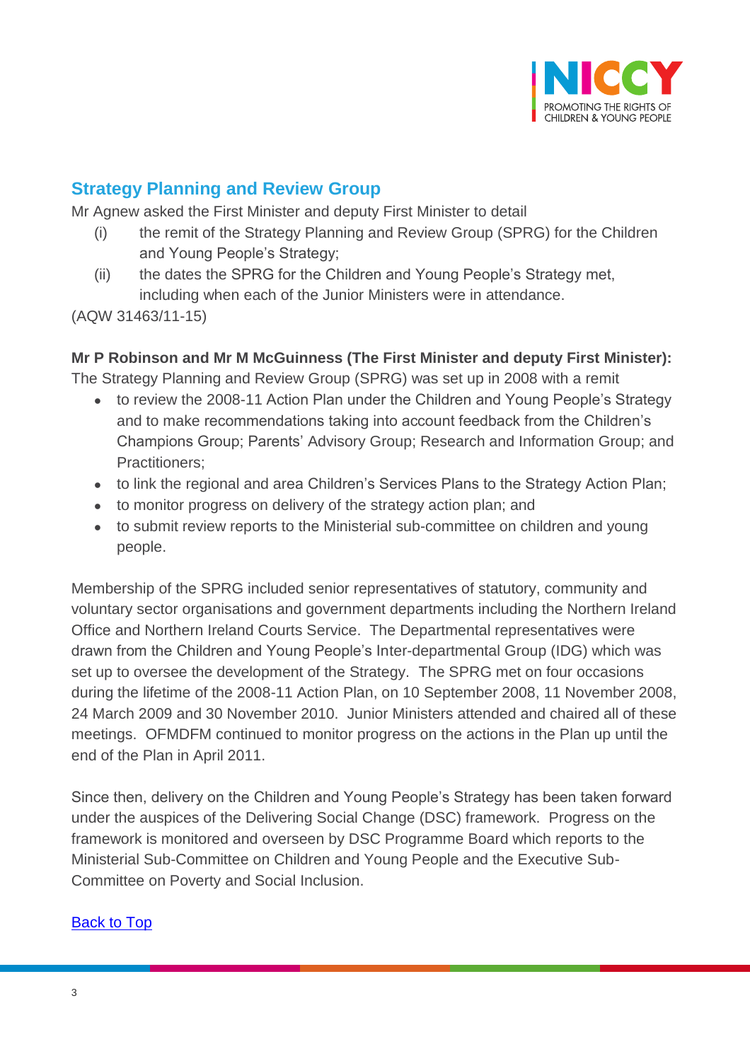## Strategy Planning and Review Group

Mr Agnew asked the First Minister and deputy First Minister to detail

(i) the remit of the Strategy Planning and Review Group (SPRG) for the Children and Young People's Strategy;

(ii) the dates the SPRG for the Children and Young People's Strategy met, including when each of the Junior Ministers were in attendance.

(AQW 31463/11-15)

**Mr P Robinson and Mr M McGuinness (The First Minister and deputy First Minister):** The Strategy Planning and Review Group (SPRG) was set up in 2008 with a remit

- to review the 2008-11 Action Plan under the Children and Young People's Strategy and to make recommendations taking into account feedback from the Children's Champions Group; Parents' Advisory Group; Research and Information Group; and Practitioners;
- to link the regional and area Children's Services Plans to the Strategy Action Plan;
- to monitor progress on delivery of the strategy action plan; and
- to submit review reports to the Ministerial sub-committee on children and young people.

Membership of the SPRG included senior representatives of statutory, community and voluntary sector organisations and government departments including the Northern Ireland Office and Northern Ireland Courts Service. The Departmental representatives were drawn from the Children and Young People's Inter-departmental Group (IDG) which was set up to oversee the development of the Strategy. The SPRG met on four occasions during the lifetime of the 2008-11 Action Plan, on 10 September 2008, 11 November 2008, 24 March 2009 and 30 November 2010. Junior Ministers attended and chaired all of these meetings. OFMDFM continued to monitor progress on the actions in the Plan up until the end of the Plan in April 2011.

Since then, delivery on the Children and Young People's Strategy has been taken forward under the auspices of the Delivering Social Change (DSC) framework. Progress on the framework is monitored and overseen by DSC Programme Board which reports to the Ministerial Sub-Committee on Children and Young People and the Executive Sub-Committee on Poverty and Social Inclusion.

Back to Top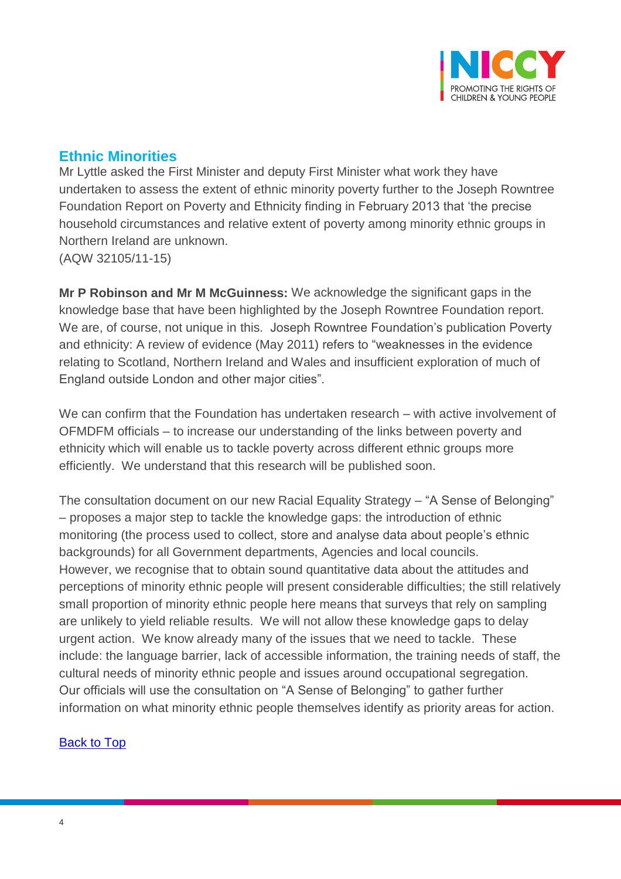## Ethnic Minorities

Mr Lyttle asked the First Minister and deputy First Minister what work they have undertaken to assess the extent of ethnic minority poverty further to the Joseph Rowntree Foundation Report on Poverty and Ethnicity finding in February 2013 that 'the precise household circumstances and relative extent of poverty among minority ethnic groups in Northern Ireland are unknown.
(AQW 32105/11-15)

**Mr P Robinson and Mr M McGuinness:** We acknowledge the significant gaps in the knowledge base that have been highlighted by the Joseph Rowntree Foundation report. We are, of course, not unique in this. Joseph Rowntree Foundation's publication Poverty and ethnicity: A review of evidence (May 2011) refers to "weaknesses in the evidence relating to Scotland, Northern Ireland and Wales and insufficient exploration of much of England outside London and other major cities".

We can confirm that the Foundation has undertaken research – with active involvement of OFMDFM officials – to increase our understanding of the links between poverty and ethnicity which will enable us to tackle poverty across different ethnic groups more efficiently. We understand that this research will be published soon.

The consultation document on our new Racial Equality Strategy – "A Sense of Belonging" – proposes a major step to tackle the knowledge gaps: the introduction of ethnic monitoring (the process used to collect, store and analyse data about people's ethnic backgrounds) for all Government departments, Agencies and local councils. However, we recognise that to obtain sound quantitative data about the attitudes and perceptions of minority ethnic people will present considerable difficulties; the still relatively small proportion of minority ethnic people here means that surveys that rely on sampling are unlikely to yield reliable results. We will not allow these knowledge gaps to delay urgent action. We know already many of the issues that we need to tackle. These include: the language barrier, lack of accessible information, the training needs of staff, the cultural needs of minority ethnic people and issues around occupational segregation. Our officials will use the consultation on "A Sense of Belonging" to gather further information on what minority ethnic people themselves identify as priority areas for action.

Back to Top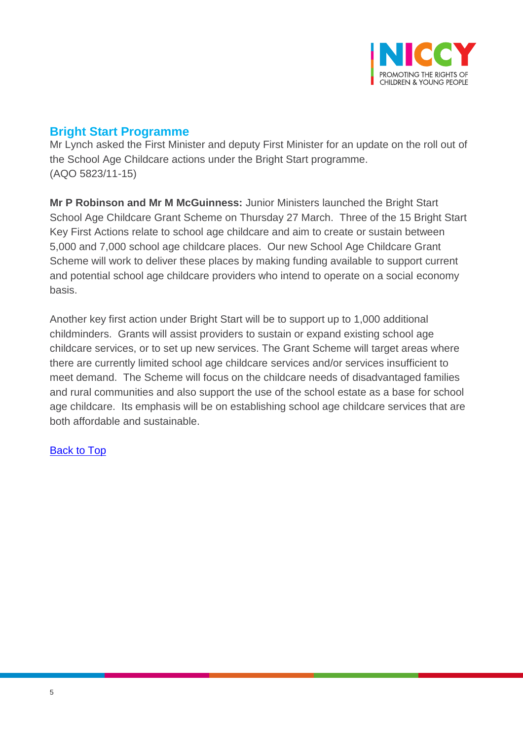## Bright Start Programme

Mr Lynch asked the First Minister and deputy First Minister for an update on the roll out of the School Age Childcare actions under the Bright Start programme.
(AQO 5823/11-15)

**Mr P Robinson and Mr M McGuinness:** Junior Ministers launched the Bright Start School Age Childcare Grant Scheme on Thursday 27 March. Three of the 15 Bright Start Key First Actions relate to school age childcare and aim to create or sustain between 5,000 and 7,000 school age childcare places. Our new School Age Childcare Grant Scheme will work to deliver these places by making funding available to support current and potential school age childcare providers who intend to operate on a social economy basis.

Another key first action under Bright Start will be to support up to 1,000 additional childminders. Grants will assist providers to sustain or expand existing school age childcare services, or to set up new services. The Grant Scheme will target areas where there are currently limited school age childcare services and/or services insufficient to meet demand. The Scheme will focus on the childcare needs of disadvantaged families and rural communities and also support the use of the school estate as a base for school age childcare. Its emphasis will be on establishing school age childcare services that are both affordable and sustainable.

Back to Top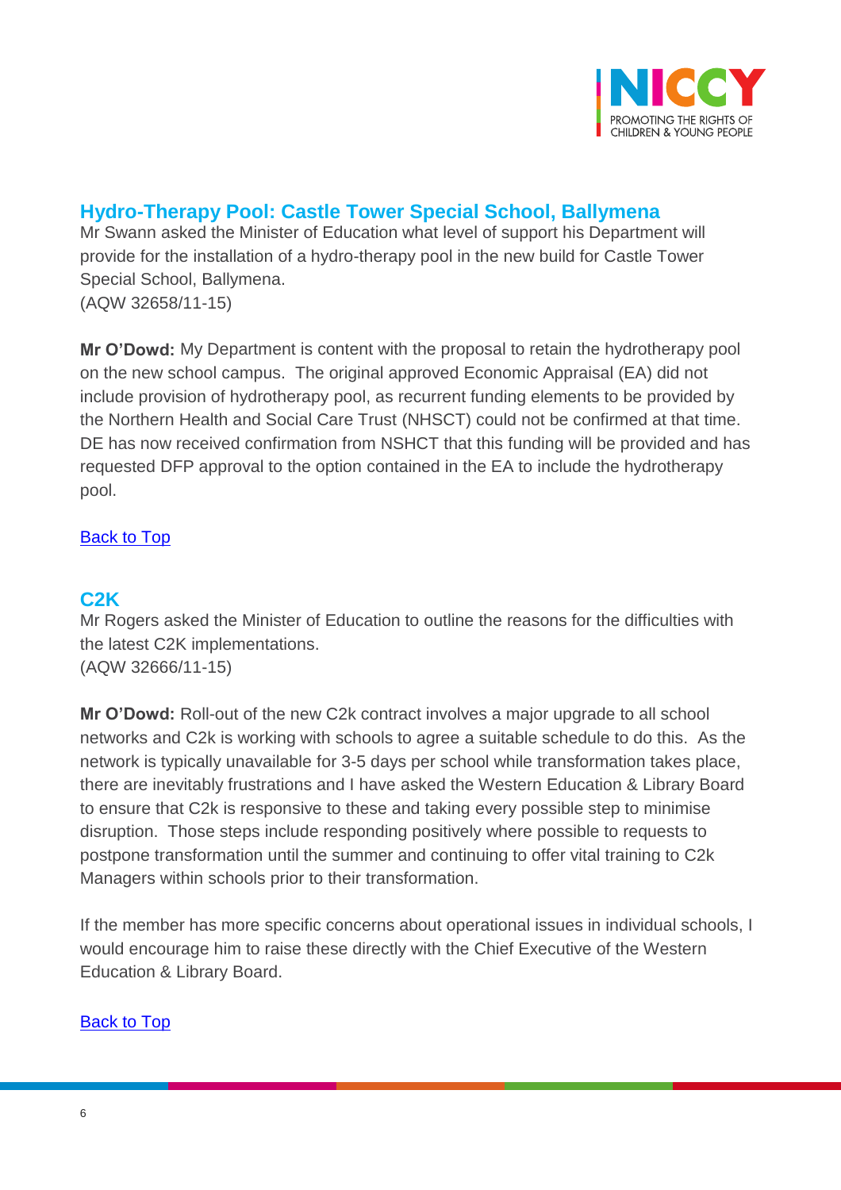## Hydro-Therapy Pool: Castle Tower Special School, Ballymena

Mr Swann asked the Minister of Education what level of support his Department will provide for the installation of a hydro-therapy pool in the new build for Castle Tower Special School, Ballymena.
(AQW 32658/11-15)

**Mr O'Dowd:** My Department is content with the proposal to retain the hydrotherapy pool on the new school campus. The original approved Economic Appraisal (EA) did not include provision of hydrotherapy pool, as recurrent funding elements to be provided by the Northern Health and Social Care Trust (NHSCT) could not be confirmed at that time. DE has now received confirmation from NSHCT that this funding will be provided and has requested DFP approval to the option contained in the EA to include the hydrotherapy pool.

Back to Top

## C2K

Mr Rogers asked the Minister of Education to outline the reasons for the difficulties with the latest C2K implementations.
(AQW 32666/11-15)

**Mr O'Dowd:** Roll-out of the new C2k contract involves a major upgrade to all school networks and C2k is working with schools to agree a suitable schedule to do this. As the network is typically unavailable for 3-5 days per school while transformation takes place, there are inevitably frustrations and I have asked the Western Education & Library Board to ensure that C2k is responsive to these and taking every possible step to minimise disruption. Those steps include responding positively where possible to requests to postpone transformation until the summer and continuing to offer vital training to C2k Managers within schools prior to their transformation.

If the member has more specific concerns about operational issues in individual schools, I would encourage him to raise these directly with the Chief Executive of the Western Education & Library Board.

Back to Top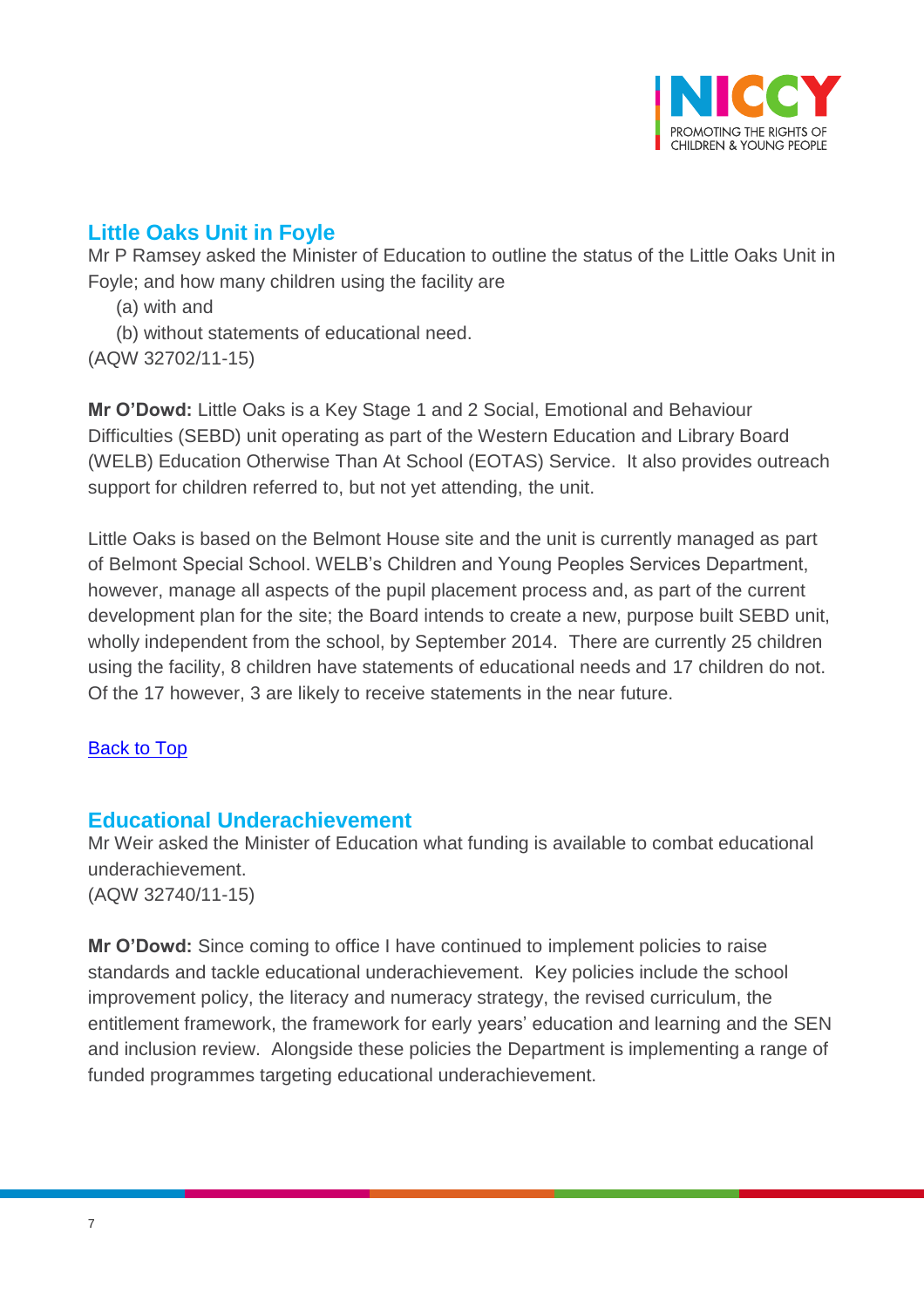## Little Oaks Unit in Foyle

Mr P Ramsey asked the Minister of Education to outline the status of the Little Oaks Unit in Foyle; and how many children using the facility are

(a) with and

(b) without statements of educational need.

(AQW 32702/11-15)

**Mr O'Dowd:** Little Oaks is a Key Stage 1 and 2 Social, Emotional and Behaviour Difficulties (SEBD) unit operating as part of the Western Education and Library Board (WELB) Education Otherwise Than At School (EOTAS) Service. It also provides outreach support for children referred to, but not yet attending, the unit.

Little Oaks is based on the Belmont House site and the unit is currently managed as part of Belmont Special School. WELB's Children and Young Peoples Services Department, however, manage all aspects of the pupil placement process and, as part of the current development plan for the site; the Board intends to create a new, purpose built SEBD unit, wholly independent from the school, by September 2014. There are currently 25 children using the facility, 8 children have statements of educational needs and 17 children do not. Of the 17 however, 3 are likely to receive statements in the near future.

[Back to Top]

## Educational Underachievement

Mr Weir asked the Minister of Education what funding is available to combat educational underachievement.

(AQW 32740/11-15)

**Mr O'Dowd:** Since coming to office I have continued to implement policies to raise standards and tackle educational underachievement. Key policies include the school improvement policy, the literacy and numeracy strategy, the revised curriculum, the entitlement framework, the framework for early years' education and learning and the SEN and inclusion review. Alongside these policies the Department is implementing a range of funded programmes targeting educational underachievement.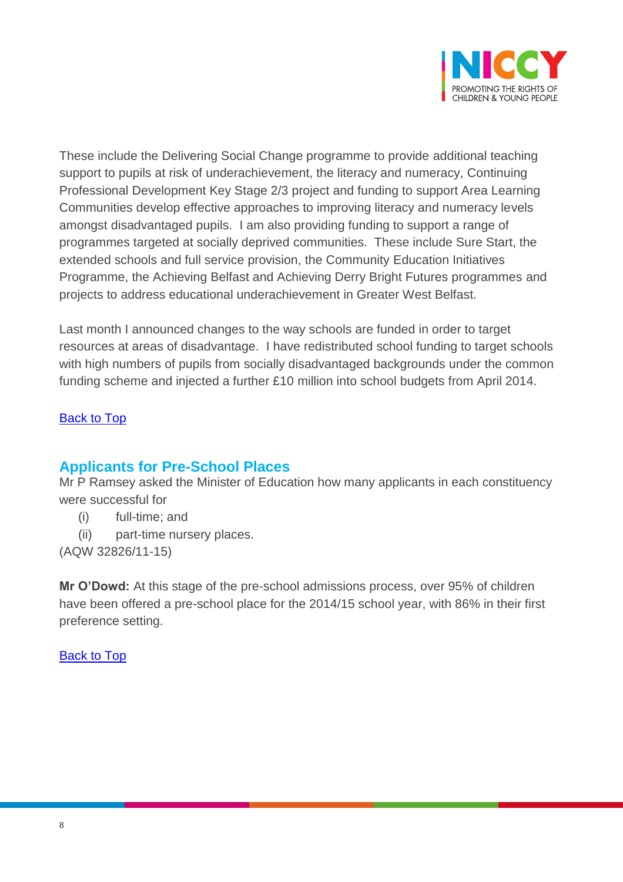These include the Delivering Social Change programme to provide additional teaching support to pupils at risk of underachievement, the literacy and numeracy, Continuing Professional Development Key Stage 2/3 project and funding to support Area Learning Communities develop effective approaches to improving literacy and numeracy levels amongst disadvantaged pupils. I am also providing funding to support a range of programmes targeted at socially deprived communities. These include Sure Start, the extended schools and full service provision, the Community Education Initiatives Programme, the Achieving Belfast and Achieving Derry Bright Futures programmes and projects to address educational underachievement in Greater West Belfast.

Last month I announced changes to the way schools are funded in order to target resources at areas of disadvantage. I have redistributed school funding to target schools with high numbers of pupils from socially disadvantaged backgrounds under the common funding scheme and injected a further £10 million into school budgets from April 2014.

Back to Top

## Applicants for Pre-School Places

Mr P Ramsey asked the Minister of Education how many applicants in each constituency were successful for

(i) full-time; and
(ii) part-time nursery places.

(AQW 32826/11-15)

**Mr O'Dowd:** At this stage of the pre-school admissions process, over 95% of children have been offered a pre-school place for the 2014/15 school year, with 86% in their first preference setting.

Back to Top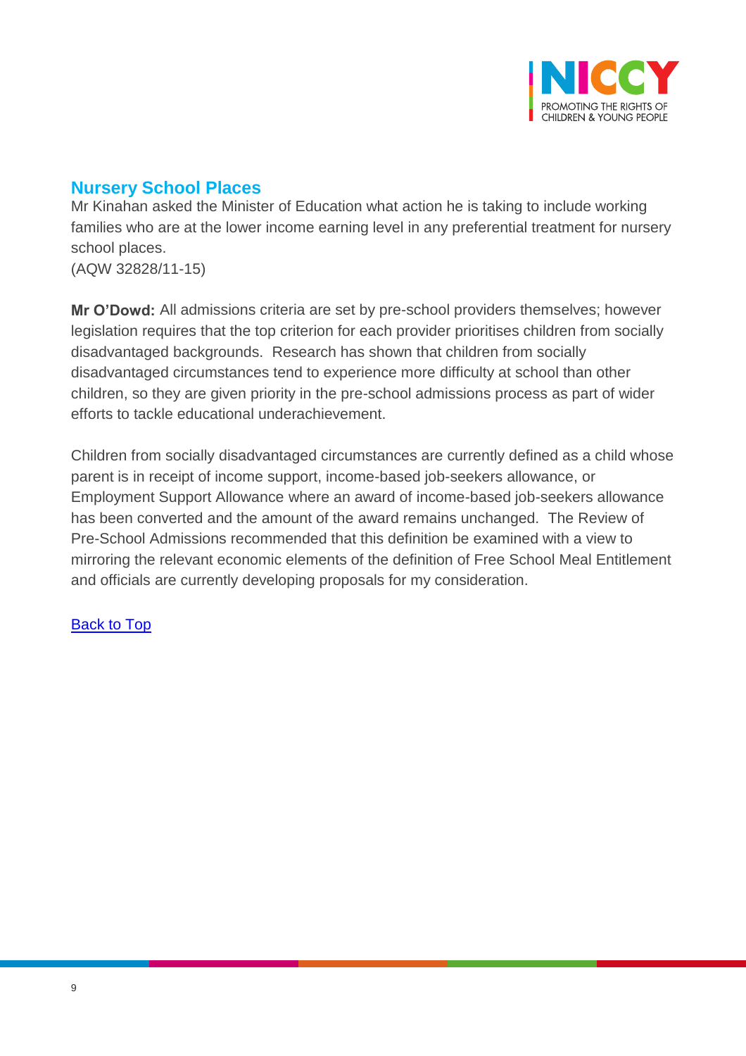## Nursery School Places

Mr Kinahan asked the Minister of Education what action he is taking to include working families who are at the lower income earning level in any preferential treatment for nursery school places.
(AQW 32828/11-15)

**Mr O'Dowd:** All admissions criteria are set by pre-school providers themselves; however legislation requires that the top criterion for each provider prioritises children from socially disadvantaged backgrounds. Research has shown that children from socially disadvantaged circumstances tend to experience more difficulty at school than other children, so they are given priority in the pre-school admissions process as part of wider efforts to tackle educational underachievement.

Children from socially disadvantaged circumstances are currently defined as a child whose parent is in receipt of income support, income-based job-seekers allowance, or Employment Support Allowance where an award of income-based job-seekers allowance has been converted and the amount of the award remains unchanged. The Review of Pre-School Admissions recommended that this definition be examined with a view to mirroring the relevant economic elements of the definition of Free School Meal Entitlement and officials are currently developing proposals for my consideration.

Back to Top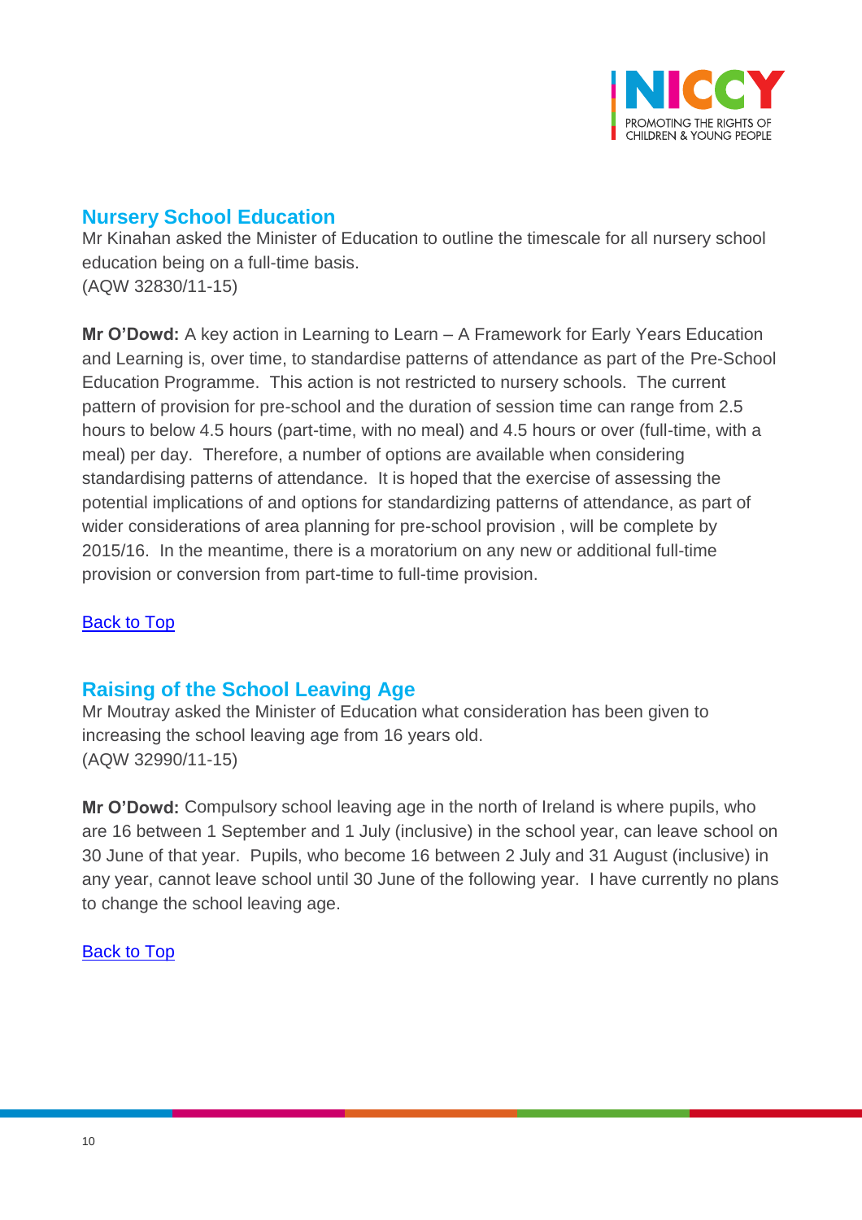## Nursery School Education

Mr Kinahan asked the Minister of Education to outline the timescale for all nursery school education being on a full-time basis.
(AQW 32830/11-15)

**Mr O'Dowd:** A key action in Learning to Learn – A Framework for Early Years Education and Learning is, over time, to standardise patterns of attendance as part of the Pre-School Education Programme. This action is not restricted to nursery schools. The current pattern of provision for pre-school and the duration of session time can range from 2.5 hours to below 4.5 hours (part-time, with no meal) and 4.5 hours or over (full-time, with a meal) per day. Therefore, a number of options are available when considering standardising patterns of attendance. It is hoped that the exercise of assessing the potential implications of and options for standardizing patterns of attendance, as part of wider considerations of area planning for pre-school provision , will be complete by 2015/16. In the meantime, there is a moratorium on any new or additional full-time provision or conversion from part-time to full-time provision.

[Back to Top]

## Raising of the School Leaving Age

Mr Moutray asked the Minister of Education what consideration has been given to increasing the school leaving age from 16 years old.
(AQW 32990/11-15)

**Mr O'Dowd:** Compulsory school leaving age in the north of Ireland is where pupils, who are 16 between 1 September and 1 July (inclusive) in the school year, can leave school on 30 June of that year. Pupils, who become 16 between 2 July and 31 August (inclusive) in any year, cannot leave school until 30 June of the following year. I have currently no plans to change the school leaving age.

[Back to Top]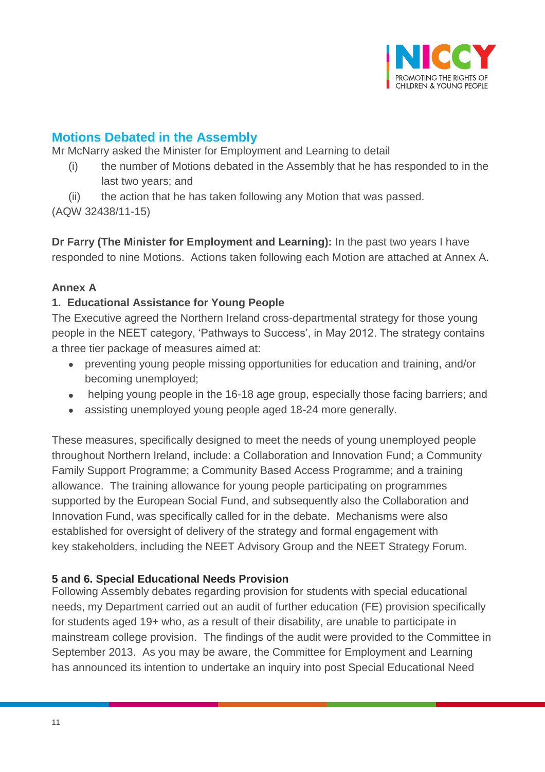## Motions Debated in the Assembly

Mr McNarry asked the Minister for Employment and Learning to detail

(i) the number of Motions debated in the Assembly that he has responded to in the last two years; and

(ii) the action that he has taken following any Motion that was passed.

(AQW 32438/11-15)

**Dr Farry (The Minister for Employment and Learning):** In the past two years I have responded to nine Motions. Actions taken following each Motion are attached at Annex A.

**Annex A**

**1. Educational Assistance for Young People**

The Executive agreed the Northern Ireland cross-departmental strategy for those young people in the NEET category, 'Pathways to Success', in May 2012. The strategy contains a three tier package of measures aimed at:

- preventing young people missing opportunities for education and training, and/or becoming unemployed;
- helping young people in the 16-18 age group, especially those facing barriers; and
- assisting unemployed young people aged 18-24 more generally.

These measures, specifically designed to meet the needs of young unemployed people throughout Northern Ireland, include: a Collaboration and Innovation Fund; a Community Family Support Programme; a Community Based Access Programme; and a training allowance. The training allowance for young people participating on programmes supported by the European Social Fund, and subsequently also the Collaboration and Innovation Fund, was specifically called for in the debate. Mechanisms were also established for oversight of delivery of the strategy and formal engagement with key stakeholders, including the NEET Advisory Group and the NEET Strategy Forum.

**5 and 6. Special Educational Needs Provision**

Following Assembly debates regarding provision for students with special educational needs, my Department carried out an audit of further education (FE) provision specifically for students aged 19+ who, as a result of their disability, are unable to participate in mainstream college provision. The findings of the audit were provided to the Committee in September 2013. As you may be aware, the Committee for Employment and Learning has announced its intention to undertake an inquiry into post Special Educational Need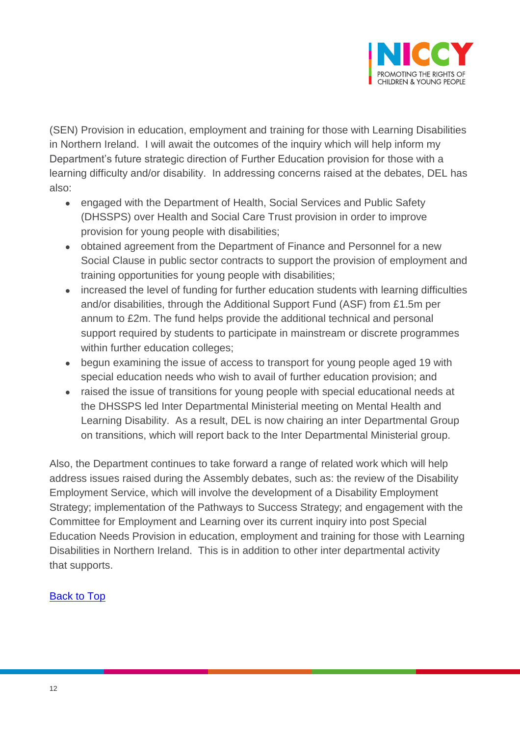(SEN) Provision in education, employment and training for those with Learning Disabilities in Northern Ireland. I will await the outcomes of the inquiry which will help inform my Department's future strategic direction of Further Education provision for those with a learning difficulty and/or disability. In addressing concerns raised at the debates, DEL has also:

- engaged with the Department of Health, Social Services and Public Safety (DHSSPS) over Health and Social Care Trust provision in order to improve provision for young people with disabilities;
- obtained agreement from the Department of Finance and Personnel for a new Social Clause in public sector contracts to support the provision of employment and training opportunities for young people with disabilities;
- increased the level of funding for further education students with learning difficulties and/or disabilities, through the Additional Support Fund (ASF) from £1.5m per annum to £2m. The fund helps provide the additional technical and personal support required by students to participate in mainstream or discrete programmes within further education colleges;
- begun examining the issue of access to transport for young people aged 19 with special education needs who wish to avail of further education provision; and
- raised the issue of transitions for young people with special educational needs at the DHSSPS led Inter Departmental Ministerial meeting on Mental Health and Learning Disability. As a result, DEL is now chairing an inter Departmental Group on transitions, which will report back to the Inter Departmental Ministerial group.

Also, the Department continues to take forward a range of related work which will help address issues raised during the Assembly debates, such as: the review of the Disability Employment Service, which will involve the development of a Disability Employment Strategy; implementation of the Pathways to Success Strategy; and engagement with the Committee for Employment and Learning over its current inquiry into post Special Education Needs Provision in education, employment and training for those with Learning Disabilities in Northern Ireland. This is in addition to other inter departmental activity that supports.

[Back to Top]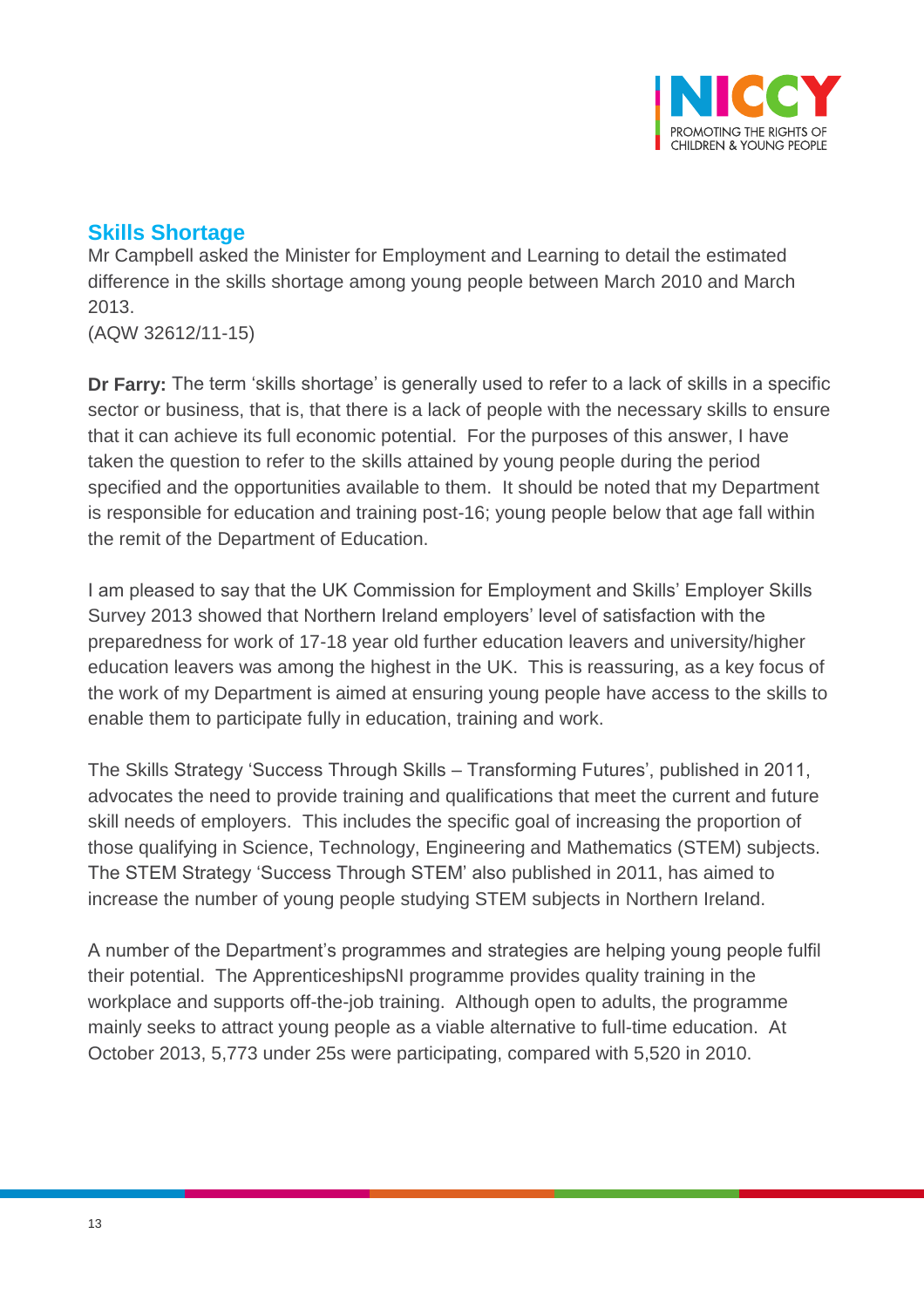## Skills Shortage

Mr Campbell asked the Minister for Employment and Learning to detail the estimated difference in the skills shortage among young people between March 2010 and March 2013.
(AQW 32612/11-15)

**Dr Farry:** The term 'skills shortage' is generally used to refer to a lack of skills in a specific sector or business, that is, that there is a lack of people with the necessary skills to ensure that it can achieve its full economic potential. For the purposes of this answer, I have taken the question to refer to the skills attained by young people during the period specified and the opportunities available to them. It should be noted that my Department is responsible for education and training post-16; young people below that age fall within the remit of the Department of Education.

I am pleased to say that the UK Commission for Employment and Skills' Employer Skills Survey 2013 showed that Northern Ireland employers' level of satisfaction with the preparedness for work of 17-18 year old further education leavers and university/higher education leavers was among the highest in the UK. This is reassuring, as a key focus of the work of my Department is aimed at ensuring young people have access to the skills to enable them to participate fully in education, training and work.

The Skills Strategy 'Success Through Skills – Transforming Futures', published in 2011, advocates the need to provide training and qualifications that meet the current and future skill needs of employers. This includes the specific goal of increasing the proportion of those qualifying in Science, Technology, Engineering and Mathematics (STEM) subjects. The STEM Strategy 'Success Through STEM' also published in 2011, has aimed to increase the number of young people studying STEM subjects in Northern Ireland.

A number of the Department's programmes and strategies are helping young people fulfil their potential. The ApprenticeshipsNI programme provides quality training in the workplace and supports off-the-job training. Although open to adults, the programme mainly seeks to attract young people as a viable alternative to full-time education. At October 2013, 5,773 under 25s were participating, compared with 5,520 in 2010.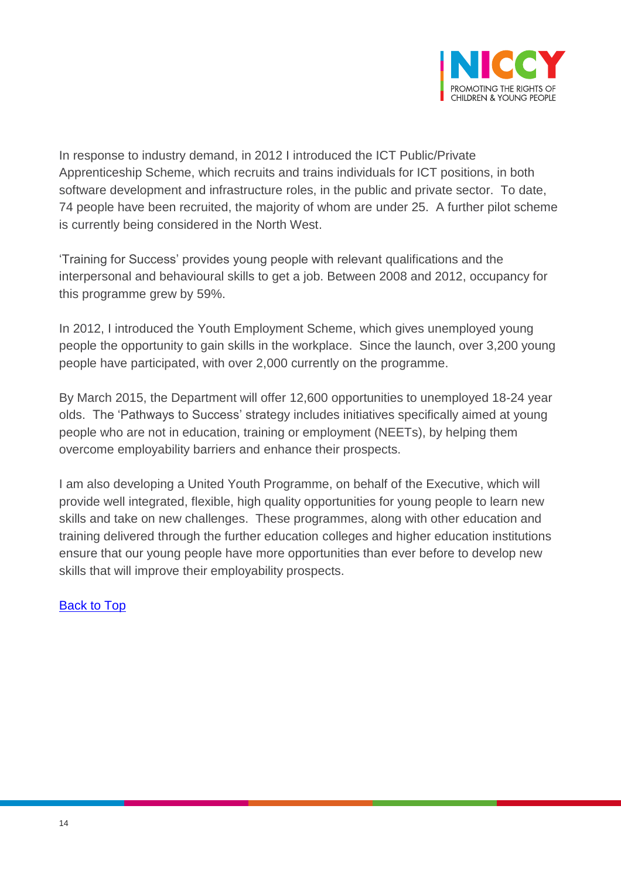In response to industry demand, in 2012 I introduced the ICT Public/Private Apprenticeship Scheme, which recruits and trains individuals for ICT positions, in both software development and infrastructure roles, in the public and private sector. To date, 74 people have been recruited, the majority of whom are under 25. A further pilot scheme is currently being considered in the North West.

'Training for Success' provides young people with relevant qualifications and the interpersonal and behavioural skills to get a job. Between 2008 and 2012, occupancy for this programme grew by 59%.

In 2012, I introduced the Youth Employment Scheme, which gives unemployed young people the opportunity to gain skills in the workplace. Since the launch, over 3,200 young people have participated, with over 2,000 currently on the programme.

By March 2015, the Department will offer 12,600 opportunities to unemployed 18-24 year olds. The 'Pathways to Success' strategy includes initiatives specifically aimed at young people who are not in education, training or employment (NEETs), by helping them overcome employability barriers and enhance their prospects.

I am also developing a United Youth Programme, on behalf of the Executive, which will provide well integrated, flexible, high quality opportunities for young people to learn new skills and take on new challenges. These programmes, along with other education and training delivered through the further education colleges and higher education institutions ensure that our young people have more opportunities than ever before to develop new skills that will improve their employability prospects.

Back to Top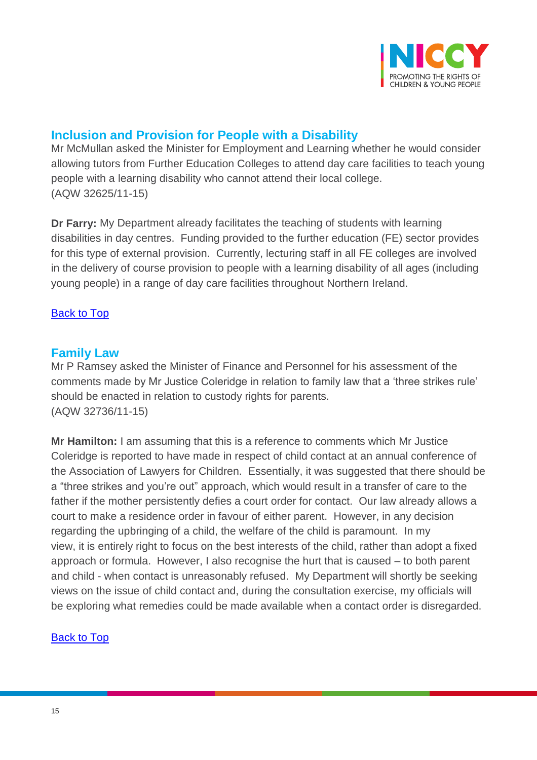## Inclusion and Provision for People with a Disability

Mr McMullan asked the Minister for Employment and Learning whether he would consider allowing tutors from Further Education Colleges to attend day care facilities to teach young people with a learning disability who cannot attend their local college.
(AQW 32625/11-15)

**Dr Farry:** My Department already facilitates the teaching of students with learning disabilities in day centres. Funding provided to the further education (FE) sector provides for this type of external provision. Currently, lecturing staff in all FE colleges are involved in the delivery of course provision to people with a learning disability of all ages (including young people) in a range of day care facilities throughout Northern Ireland.

Back to Top

## Family Law

Mr P Ramsey asked the Minister of Finance and Personnel for his assessment of the comments made by Mr Justice Coleridge in relation to family law that a 'three strikes rule' should be enacted in relation to custody rights for parents.
(AQW 32736/11-15)

**Mr Hamilton:** I am assuming that this is a reference to comments which Mr Justice Coleridge is reported to have made in respect of child contact at an annual conference of the Association of Lawyers for Children. Essentially, it was suggested that there should be a "three strikes and you're out" approach, which would result in a transfer of care to the father if the mother persistently defies a court order for contact. Our law already allows a court to make a residence order in favour of either parent. However, in any decision regarding the upbringing of a child, the welfare of the child is paramount. In my view, it is entirely right to focus on the best interests of the child, rather than adopt a fixed approach or formula. However, I also recognise the hurt that is caused – to both parent and child - when contact is unreasonably refused. My Department will shortly be seeking views on the issue of child contact and, during the consultation exercise, my officials will be exploring what remedies could be made available when a contact order is disregarded.

Back to Top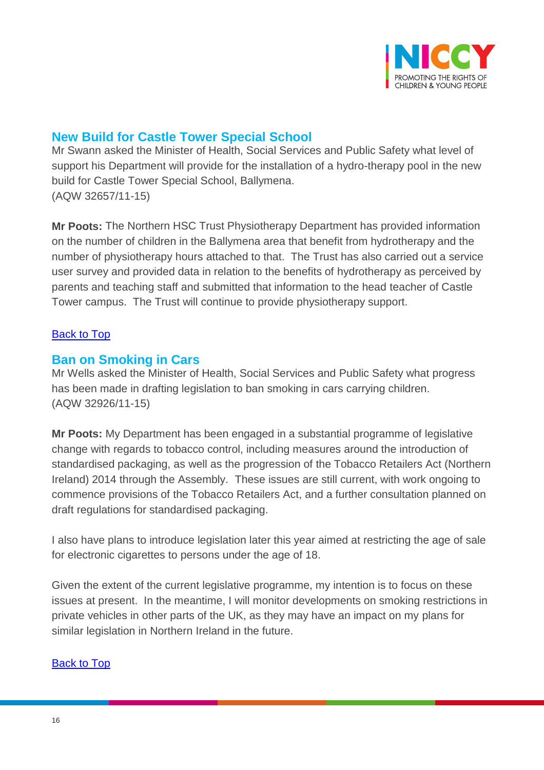## New Build for Castle Tower Special School

Mr Swann asked the Minister of Health, Social Services and Public Safety what level of support his Department will provide for the installation of a hydro-therapy pool in the new build for Castle Tower Special School, Ballymena.
(AQW 32657/11-15)

**Mr Poots:** The Northern HSC Trust Physiotherapy Department has provided information on the number of children in the Ballymena area that benefit from hydrotherapy and the number of physiotherapy hours attached to that. The Trust has also carried out a service user survey and provided data in relation to the benefits of hydrotherapy as perceived by parents and teaching staff and submitted that information to the head teacher of Castle Tower campus. The Trust will continue to provide physiotherapy support.

Back to Top

## Ban on Smoking in Cars

Mr Wells asked the Minister of Health, Social Services and Public Safety what progress has been made in drafting legislation to ban smoking in cars carrying children.
(AQW 32926/11-15)

**Mr Poots:** My Department has been engaged in a substantial programme of legislative change with regards to tobacco control, including measures around the introduction of standardised packaging, as well as the progression of the Tobacco Retailers Act (Northern Ireland) 2014 through the Assembly. These issues are still current, with work ongoing to commence provisions of the Tobacco Retailers Act, and a further consultation planned on draft regulations for standardised packaging.

I also have plans to introduce legislation later this year aimed at restricting the age of sale for electronic cigarettes to persons under the age of 18.

Given the extent of the current legislative programme, my intention is to focus on these issues at present. In the meantime, I will monitor developments on smoking restrictions in private vehicles in other parts of the UK, as they may have an impact on my plans for similar legislation in Northern Ireland in the future.

Back to Top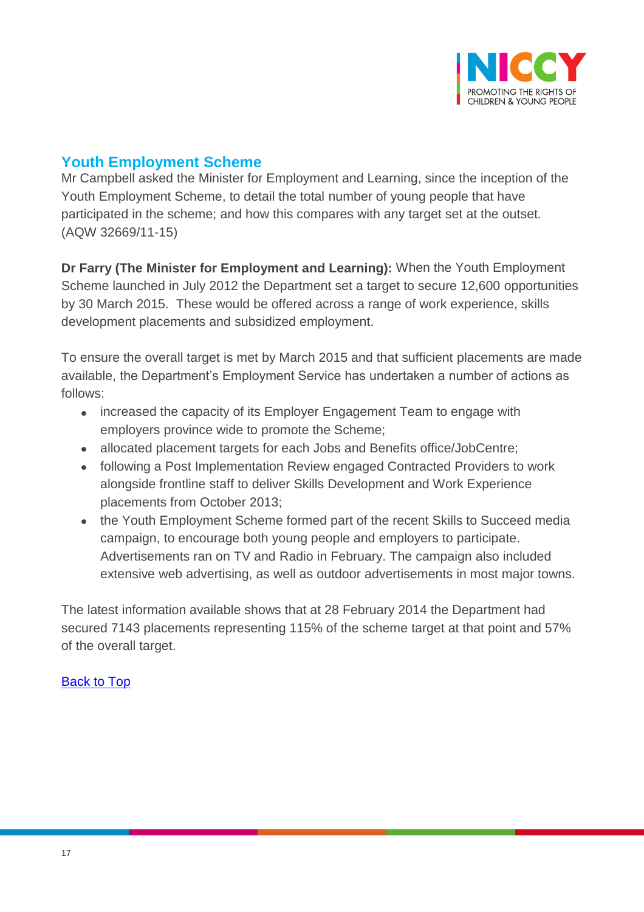## Youth Employment Scheme

Mr Campbell asked the Minister for Employment and Learning, since the inception of the Youth Employment Scheme, to detail the total number of young people that have participated in the scheme; and how this compares with any target set at the outset. (AQW 32669/11-15)

**Dr Farry (The Minister for Employment and Learning):** When the Youth Employment Scheme launched in July 2012 the Department set a target to secure 12,600 opportunities by 30 March 2015. These would be offered across a range of work experience, skills development placements and subsidized employment.

To ensure the overall target is met by March 2015 and that sufficient placements are made available, the Department's Employment Service has undertaken a number of actions as follows:

- increased the capacity of its Employer Engagement Team to engage with employers province wide to promote the Scheme;
- allocated placement targets for each Jobs and Benefits office/JobCentre;
- following a Post Implementation Review engaged Contracted Providers to work alongside frontline staff to deliver Skills Development and Work Experience placements from October 2013;
- the Youth Employment Scheme formed part of the recent Skills to Succeed media campaign, to encourage both young people and employers to participate. Advertisements ran on TV and Radio in February. The campaign also included extensive web advertising, as well as outdoor advertisements in most major towns.

The latest information available shows that at 28 February 2014 the Department had secured 7143 placements representing 115% of the scheme target at that point and 57% of the overall target.

Back to Top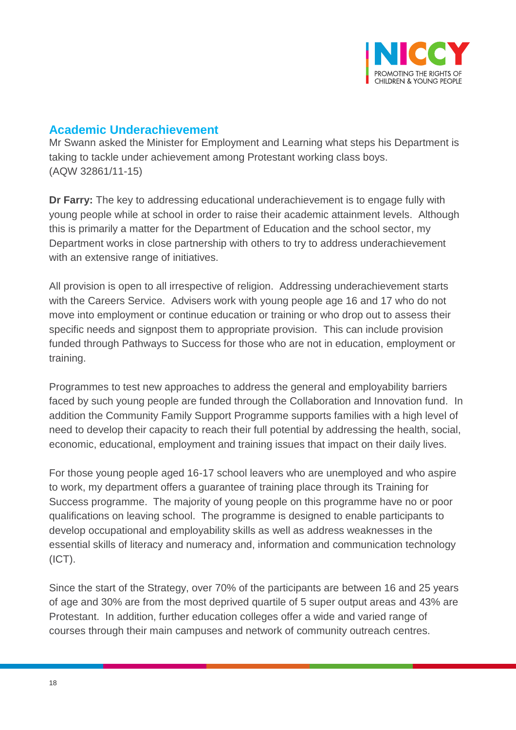## Academic Underachievement

Mr Swann asked the Minister for Employment and Learning what steps his Department is taking to tackle under achievement among Protestant working class boys.
(AQW 32861/11-15)

**Dr Farry:** The key to addressing educational underachievement is to engage fully with young people while at school in order to raise their academic attainment levels. Although this is primarily a matter for the Department of Education and the school sector, my Department works in close partnership with others to try to address underachievement with an extensive range of initiatives.

All provision is open to all irrespective of religion. Addressing underachievement starts with the Careers Service. Advisers work with young people age 16 and 17 who do not move into employment or continue education or training or who drop out to assess their specific needs and signpost them to appropriate provision. This can include provision funded through Pathways to Success for those who are not in education, employment or training.

Programmes to test new approaches to address the general and employability barriers faced by such young people are funded through the Collaboration and Innovation fund. In addition the Community Family Support Programme supports families with a high level of need to develop their capacity to reach their full potential by addressing the health, social, economic, educational, employment and training issues that impact on their daily lives.

For those young people aged 16-17 school leavers who are unemployed and who aspire to work, my department offers a guarantee of training place through its Training for Success programme. The majority of young people on this programme have no or poor qualifications on leaving school. The programme is designed to enable participants to develop occupational and employability skills as well as address weaknesses in the essential skills of literacy and numeracy and, information and communication technology (ICT).

Since the start of the Strategy, over 70% of the participants are between 16 and 25 years of age and 30% are from the most deprived quartile of 5 super output areas and 43% are Protestant. In addition, further education colleges offer a wide and varied range of courses through their main campuses and network of community outreach centres.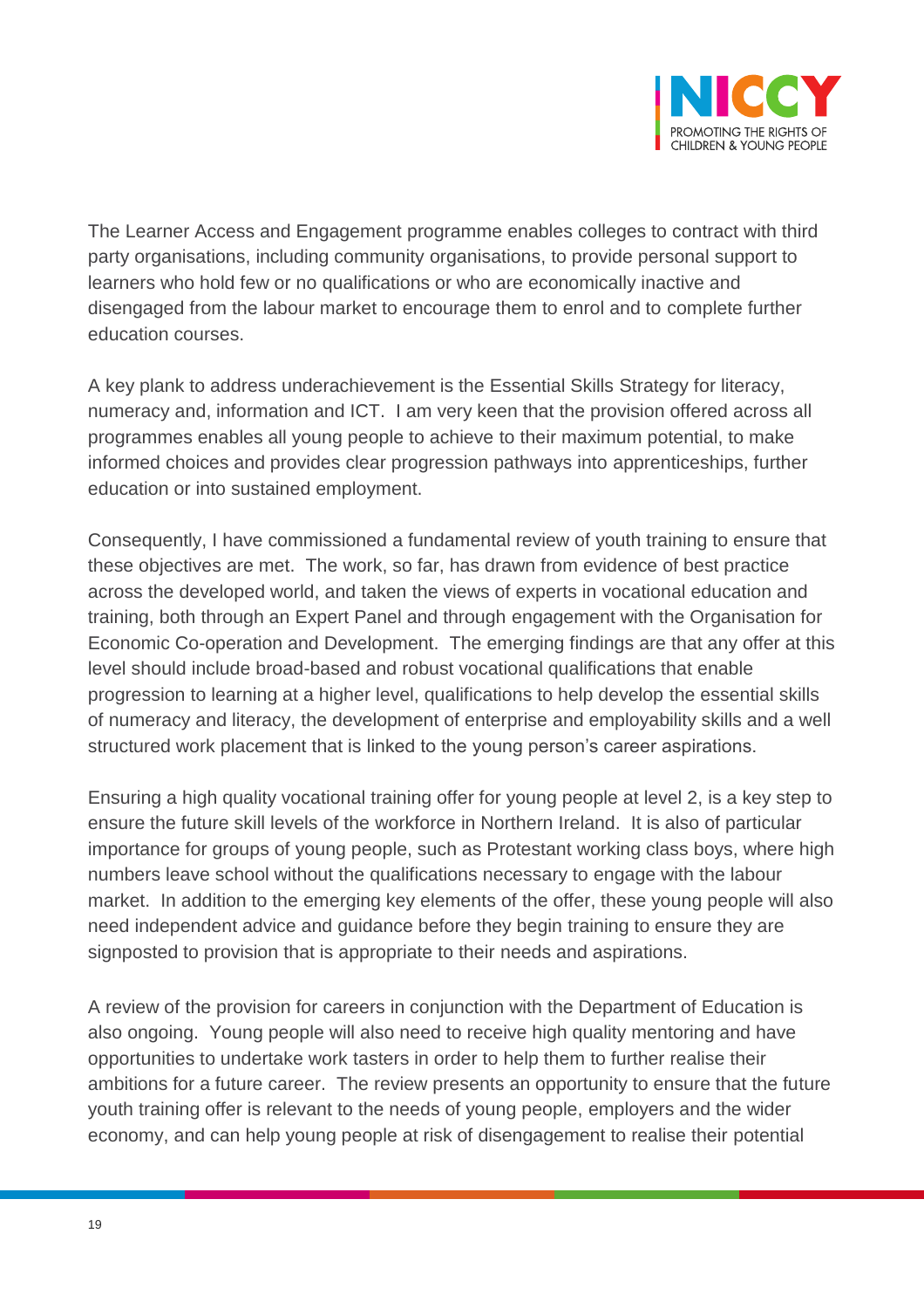The Learner Access and Engagement programme enables colleges to contract with third party organisations, including community organisations, to provide personal support to learners who hold few or no qualifications or who are economically inactive and disengaged from the labour market to encourage them to enrol and to complete further education courses.

A key plank to address underachievement is the Essential Skills Strategy for literacy, numeracy and, information and ICT. I am very keen that the provision offered across all programmes enables all young people to achieve to their maximum potential, to make informed choices and provides clear progression pathways into apprenticeships, further education or into sustained employment.

Consequently, I have commissioned a fundamental review of youth training to ensure that these objectives are met. The work, so far, has drawn from evidence of best practice across the developed world, and taken the views of experts in vocational education and training, both through an Expert Panel and through engagement with the Organisation for Economic Co-operation and Development. The emerging findings are that any offer at this level should include broad-based and robust vocational qualifications that enable progression to learning at a higher level, qualifications to help develop the essential skills of numeracy and literacy, the development of enterprise and employability skills and a well structured work placement that is linked to the young person's career aspirations.

Ensuring a high quality vocational training offer for young people at level 2, is a key step to ensure the future skill levels of the workforce in Northern Ireland. It is also of particular importance for groups of young people, such as Protestant working class boys, where high numbers leave school without the qualifications necessary to engage with the labour market. In addition to the emerging key elements of the offer, these young people will also need independent advice and guidance before they begin training to ensure they are signposted to provision that is appropriate to their needs and aspirations.

A review of the provision for careers in conjunction with the Department of Education is also ongoing. Young people will also need to receive high quality mentoring and have opportunities to undertake work tasters in order to help them to further realise their ambitions for a future career. The review presents an opportunity to ensure that the future youth training offer is relevant to the needs of young people, employers and the wider economy, and can help young people at risk of disengagement to realise their potential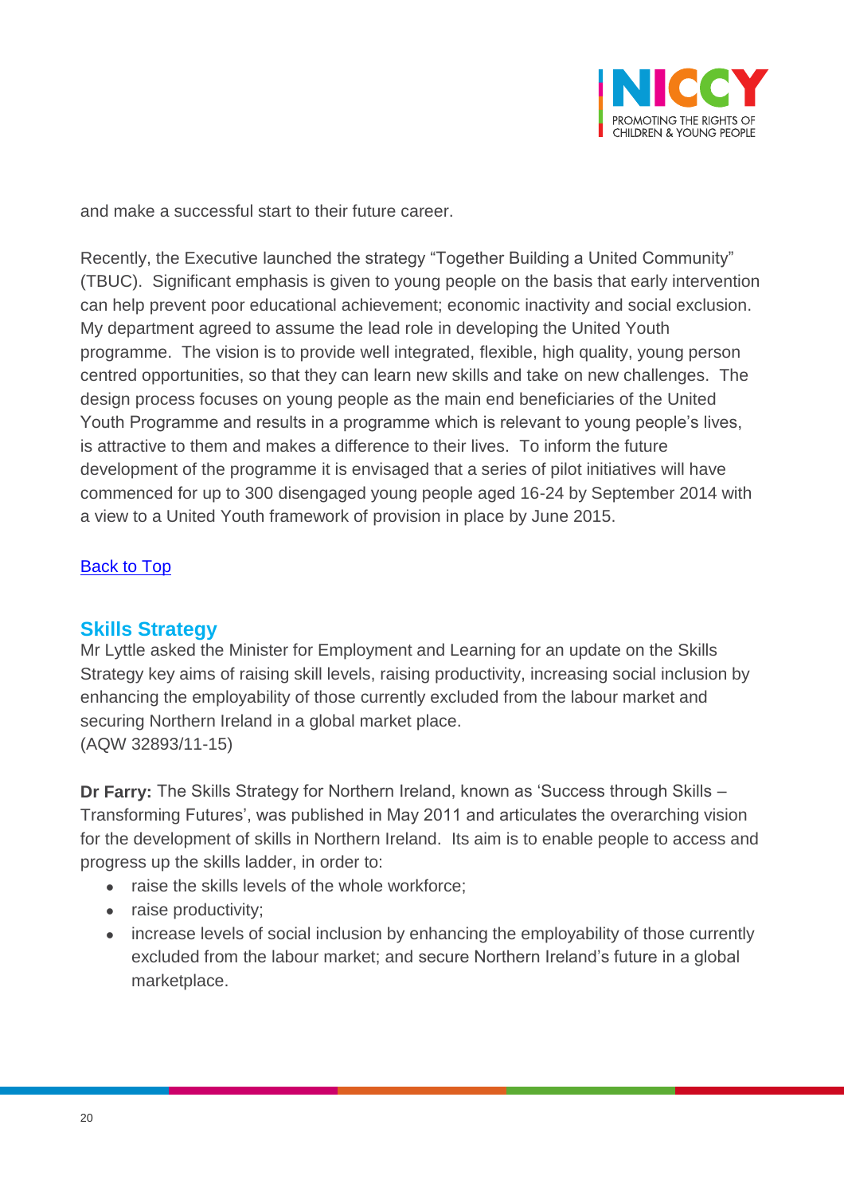and make a successful start to their future career.

Recently, the Executive launched the strategy “Together Building a United Community” (TBUC). Significant emphasis is given to young people on the basis that early intervention can help prevent poor educational achievement; economic inactivity and social exclusion. My department agreed to assume the lead role in developing the United Youth programme. The vision is to provide well integrated, flexible, high quality, young person centred opportunities, so that they can learn new skills and take on new challenges. The design process focuses on young people as the main end beneficiaries of the United Youth Programme and results in a programme which is relevant to young people’s lives, is attractive to them and makes a difference to their lives. To inform the future development of the programme it is envisaged that a series of pilot initiatives will have commenced for up to 300 disengaged young people aged 16-24 by September 2014 with a view to a United Youth framework of provision in place by June 2015.

Back to Top

## Skills Strategy

Mr Lyttle asked the Minister for Employment and Learning for an update on the Skills Strategy key aims of raising skill levels, raising productivity, increasing social inclusion by enhancing the employability of those currently excluded from the labour market and securing Northern Ireland in a global market place.
(AQW 32893/11-15)

**Dr Farry:** The Skills Strategy for Northern Ireland, known as ‘Success through Skills – Transforming Futures’, was published in May 2011 and articulates the overarching vision for the development of skills in Northern Ireland. Its aim is to enable people to access and progress up the skills ladder, in order to:

- raise the skills levels of the whole workforce;
- raise productivity;
- increase levels of social inclusion by enhancing the employability of those currently excluded from the labour market; and secure Northern Ireland’s future in a global marketplace.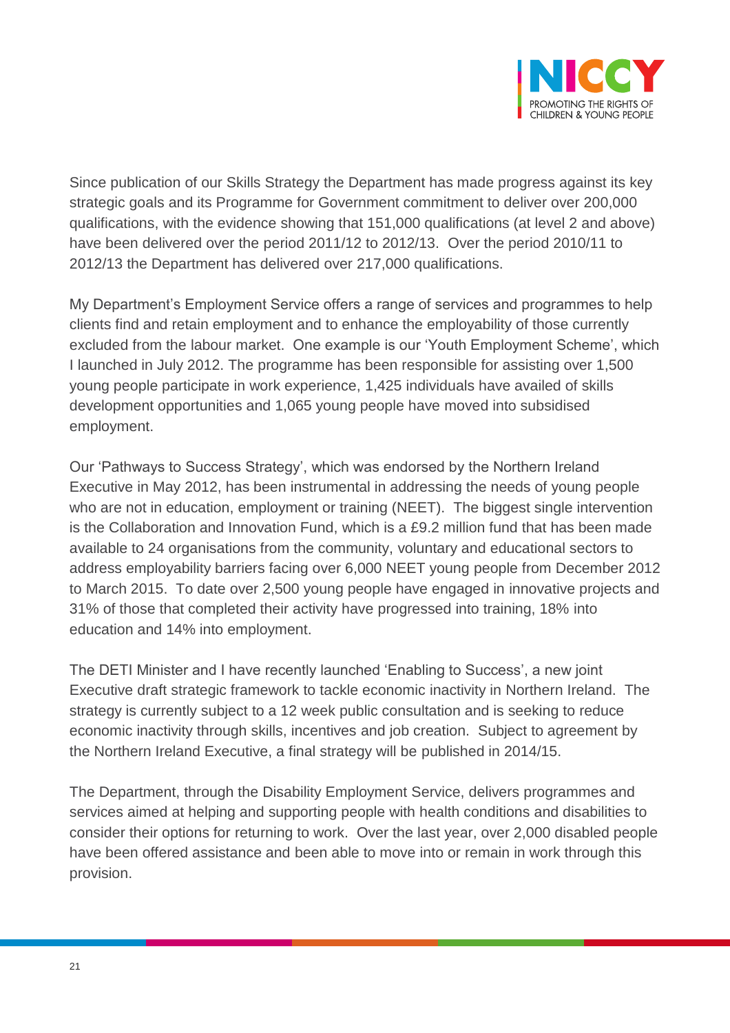Since publication of our Skills Strategy the Department has made progress against its key strategic goals and its Programme for Government commitment to deliver over 200,000 qualifications, with the evidence showing that 151,000 qualifications (at level 2 and above) have been delivered over the period 2011/12 to 2012/13. Over the period 2010/11 to 2012/13 the Department has delivered over 217,000 qualifications.

My Department's Employment Service offers a range of services and programmes to help clients find and retain employment and to enhance the employability of those currently excluded from the labour market. One example is our 'Youth Employment Scheme', which I launched in July 2012. The programme has been responsible for assisting over 1,500 young people participate in work experience, 1,425 individuals have availed of skills development opportunities and 1,065 young people have moved into subsidised employment.

Our 'Pathways to Success Strategy', which was endorsed by the Northern Ireland Executive in May 2012, has been instrumental in addressing the needs of young people who are not in education, employment or training (NEET). The biggest single intervention is the Collaboration and Innovation Fund, which is a £9.2 million fund that has been made available to 24 organisations from the community, voluntary and educational sectors to address employability barriers facing over 6,000 NEET young people from December 2012 to March 2015. To date over 2,500 young people have engaged in innovative projects and 31% of those that completed their activity have progressed into training, 18% into education and 14% into employment.

The DETI Minister and I have recently launched 'Enabling to Success', a new joint Executive draft strategic framework to tackle economic inactivity in Northern Ireland. The strategy is currently subject to a 12 week public consultation and is seeking to reduce economic inactivity through skills, incentives and job creation. Subject to agreement by the Northern Ireland Executive, a final strategy will be published in 2014/15.

The Department, through the Disability Employment Service, delivers programmes and services aimed at helping and supporting people with health conditions and disabilities to consider their options for returning to work. Over the last year, over 2,000 disabled people have been offered assistance and been able to move into or remain in work through this provision.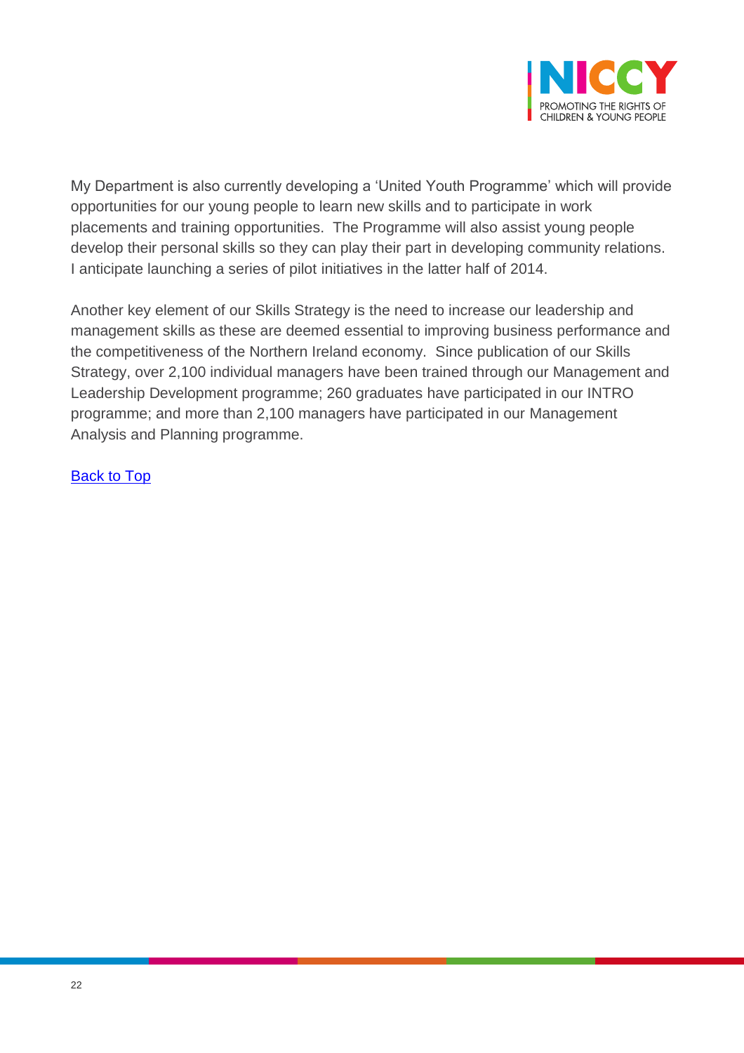My Department is also currently developing a 'United Youth Programme' which will provide opportunities for our young people to learn new skills and to participate in work placements and training opportunities. The Programme will also assist young people develop their personal skills so they can play their part in developing community relations. I anticipate launching a series of pilot initiatives in the latter half of 2014.

Another key element of our Skills Strategy is the need to increase our leadership and management skills as these are deemed essential to improving business performance and the competitiveness of the Northern Ireland economy. Since publication of our Skills Strategy, over 2,100 individual managers have been trained through our Management and Leadership Development programme; 260 graduates have participated in our INTRO programme; and more than 2,100 managers have participated in our Management Analysis and Planning programme.

Back to Top